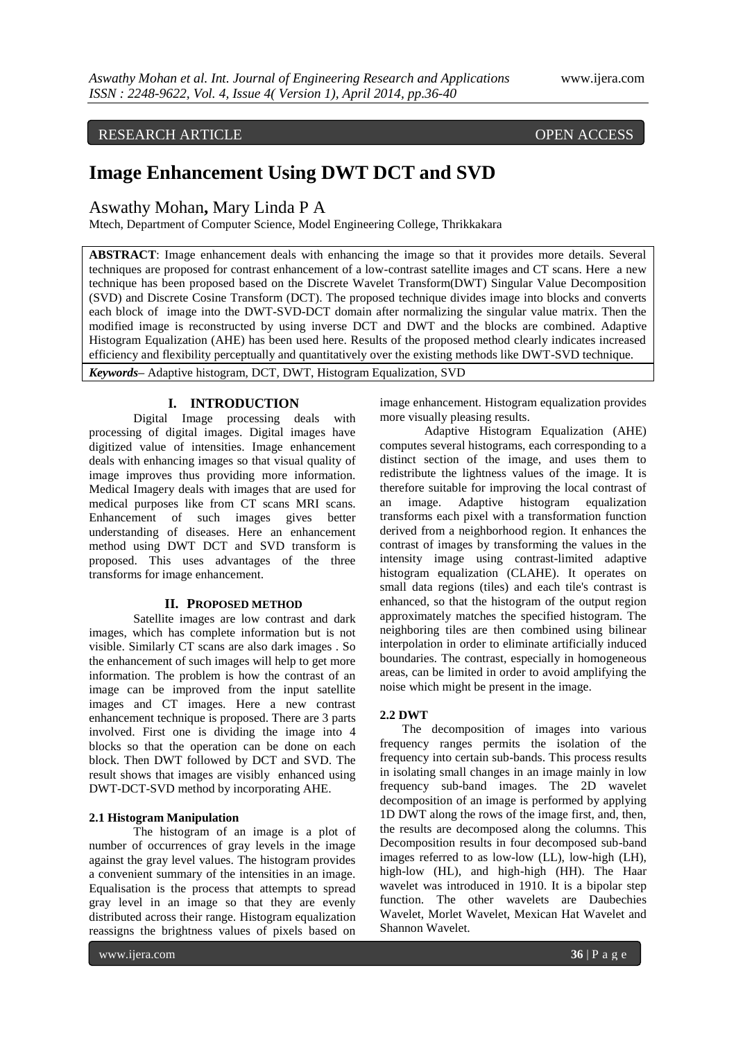RESEARCH ARTICLE OPEN ACCESS

# Image Enhancement Using DWT DCT and SVD

Aswathy Mohan, Mary Linda P A

Mtech, Department of Computer Science, Model Engineering College, Thrikkakara

**ABSTRACT**: Image enhancement deals with enhancing the image so that it provides more details. Several techniques are proposed for contrast enhancement of a low-contrast satellite images and CT scans. Here a new technique has been proposed based on the Discrete Wavelet Transform(DWT) Singular Value Decomposition (SVD) and Discrete Cosine Transform (DCT). The proposed technique divides image into blocks and converts each block of image into the DWT-SVD-DCT domain after normalizing the singular value matrix. Then the modified image is reconstructed by using inverse DCT and DWT and the blocks are combined. Adaptive Histogram Equalization (AHE) has been used here. Results of the proposed method clearly indicates increased efficiency and flexibility perceptually and quantitatively over the existing methods like DWT-SVD technique.

***Keywords***– Adaptive histogram, DCT, DWT, Histogram Equalization, SVD

## I. INTRODUCTION

Digital Image processing deals with processing of digital images. Digital images have digitized value of intensities. Image enhancement deals with enhancing images so that visual quality of image improves thus providing more information. Medical Imagery deals with images that are used for medical purposes like from CT scans MRI scans. Enhancement of such images gives better understanding of diseases. Here an enhancement method using DWT DCT and SVD transform is proposed. This uses advantages of the three transforms for image enhancement.

## II. PROPOSED METHOD

Satellite images are low contrast and dark images, which has complete information but is not visible. Similarly CT scans are also dark images . So the enhancement of such images will help to get more information. The problem is how the contrast of an image can be improved from the input satellite images and CT images. Here a new contrast enhancement technique is proposed. There are 3 parts involved. First one is dividing the image into 4 blocks so that the operation can be done on each block. Then DWT followed by DCT and SVD. The result shows that images are visibly enhanced using DWT-DCT-SVD method by incorporating AHE.

### 2.1 Histogram Manipulation

The histogram of an image is a plot of number of occurrences of gray levels in the image against the gray level values. The histogram provides a convenient summary of the intensities in an image. Equalisation is the process that attempts to spread gray level in an image so that they are evenly distributed across their range. Histogram equalization reassigns the brightness values of pixels based on image enhancement. Histogram equalization provides more visually pleasing results.

Adaptive Histogram Equalization (AHE) computes several histograms, each corresponding to a distinct section of the image, and uses them to redistribute the lightness values of the image. It is therefore suitable for improving the local contrast of an image. Adaptive histogram equalization transforms each pixel with a transformation function derived from a neighborhood region. It enhances the contrast of images by transforming the values in the intensity image using contrast-limited adaptive histogram equalization (CLAHE). It operates on small data regions (tiles) and each tile's contrast is enhanced, so that the histogram of the output region approximately matches the specified histogram. The neighboring tiles are then combined using bilinear interpolation in order to eliminate artificially induced boundaries. The contrast, especially in homogeneous areas, can be limited in order to avoid amplifying the noise which might be present in the image.

### 2.2 DWT

The decomposition of images into various frequency ranges permits the isolation of the frequency into certain sub-bands. This process results in isolating small changes in an image mainly in low frequency sub-band images. The 2D wavelet decomposition of an image is performed by applying 1D DWT along the rows of the image first, and, then, the results are decomposed along the columns. This Decomposition results in four decomposed sub-band images referred to as low-low (LL), low-high (LH), high-low (HL), and high-high (HH). The Haar wavelet was introduced in 1910. It is a bipolar step function. The other wavelets are Daubechies Wavelet, Morlet Wavelet, Mexican Hat Wavelet and Shannon Wavelet.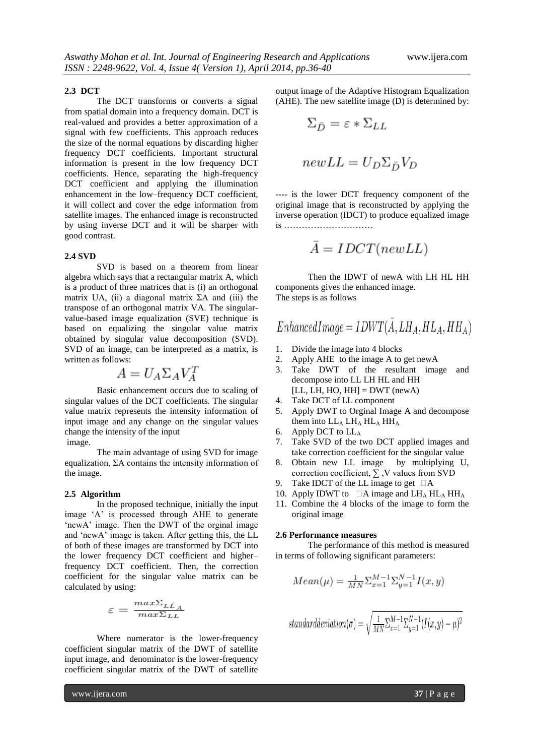### 2.3 DCT

The DCT transforms or converts a signal from spatial domain into a frequency domain. DCT is real-valued and provides a better approximation of a signal with few coefficients. This approach reduces the size of the normal equations by discarding higher frequency DCT coefficients. Important structural information is present in the low frequency DCT coefficients. Hence, separating the high-frequency DCT coefficient and applying the illumination enhancement in the low–frequency DCT coefficient, it will collect and cover the edge information from satellite images. The enhanced image is reconstructed by using inverse DCT and it will be sharper with good contrast.

### 2.4 SVD

SVD is based on a theorem from linear algebra which says that a rectangular matrix A, which is a product of three matrices that is (i) an orthogonal matrix UA, (ii) a diagonal matrix ΣA and (iii) the transpose of an orthogonal matrix VA. The singular-value-based image equalization (SVE) technique is based on equalizing the singular value matrix obtained by singular value decomposition (SVD). SVD of an image, can be interpreted as a matrix, is written as follows:

$$A = U_A \Sigma_A V_A^T$$

Basic enhancement occurs due to scaling of singular values of the DCT coefficients. The singular value matrix represents the intensity information of input image and any change on the singular values change the intensity of the input image.

The main advantage of using SVD for image equalization, ΣA contains the intensity information of the image.

### 2.5 Algorithm

In the proposed technique, initially the input image 'A' is processed through AHE to generate 'newA' image. Then the DWT of the orginal image and 'newA' image is taken. After getting this, the LL of both of these images are transformed by DCT into the lower frequency DCT coefficient and higher–frequency DCT coefficient. Then, the correction coefficient for the singular value matrix can be calculated by using:

$$\varepsilon = \frac{max\Sigma_{L\hat{L}_A}}{max\Sigma_{LL}}$$

Where numerator is the lower-frequency coefficient singular matrix of the DWT of satellite input image, and denominator is the lower-frequency coefficient singular matrix of the DWT of satellite output image of the Adaptive Histogram Equalization (AHE). The new satellite image (D) is determined by:

$$\Sigma_{\bar{D}} = \varepsilon * \Sigma_{LL}$$

$$newLL = U_D \Sigma_{\bar{D}} V_D$$

---- is the lower DCT frequency component of the original image that is reconstructed by applying the inverse operation (IDCT) to produce equalized image is …………………………

$$\bar{A} = IDCT(newLL)$$

Then the IDWT of newA with LH HL HH components gives the enhanced image.
The steps is as follows

$$EnhancedImage = IDWT(\bar{A}, LH_A, HL_A, HH_A)$$

1. Divide the image into 4 blocks
2. Apply AHE to the image A to get newA
3. Take DWT of the resultant image and decompose into LL LH HL and HH
   [LL, LH, HO, HH] = DWT (newA)
4. Take DCT of LL component
5. Apply DWT to Orginal Image A and decompose them into $LL_A$ $LH_A$ $HL_A$ $HH_A$
6. Apply DCT to $LL_A$
7. Take SVD of the two DCT applied images and take correction coefficient for the singular value
8. Obtain new LL image by multiplying U, correction coefficient, ∑ ,V values from SVD
9. Take IDCT of the LL image to get A
10. Apply IDWT to A image and $LH_A$ $HL_A$ $HH_A$
11. Combine the 4 blocks of the image to form the original image

### 2.6 Performance measures

The performance of this method is measured in terms of following significant parameters:

$$Mean(\mu) = \frac{1}{MN}\Sigma_{x=1}^{M-1}\Sigma_{y=1}^{N-1} I(x,y)$$

$$standarddeviation(\sigma) = \sqrt{\frac{1}{MN}\Sigma_{x=1}^{M-1}\Sigma_{y=1}^{N-1}(I(x,y)-\mu)^2}$$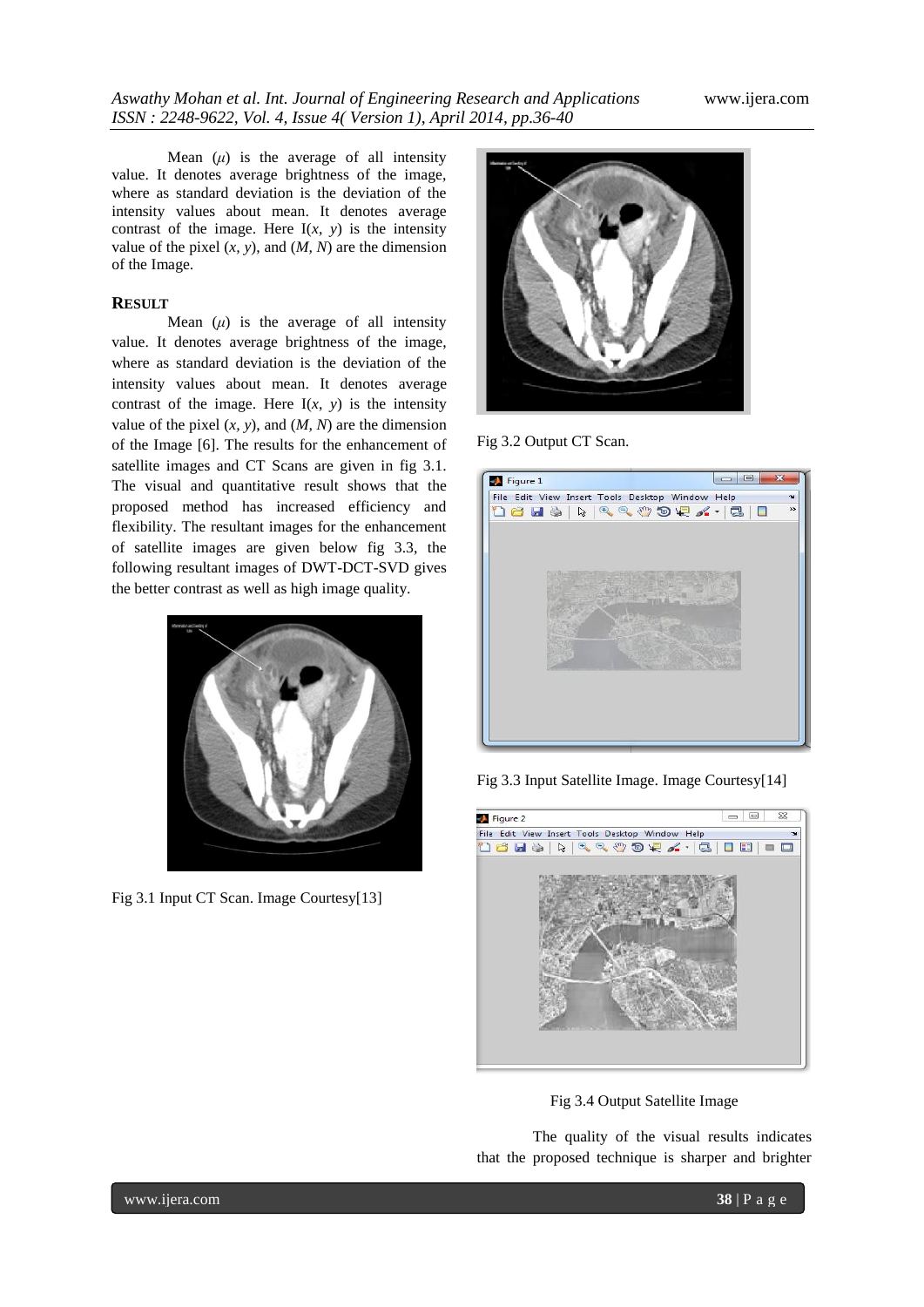Mean ($\mu$) is the average of all intensity value. It denotes average brightness of the image, where as standard deviation is the deviation of the intensity values about mean. It denotes average contrast of the image. Here $I(x, y)$ is the intensity value of the pixel $(x, y)$, and $(M, N)$ are the dimension of the Image.

## RESULT

Mean ($\mu$) is the average of all intensity value. It denotes average brightness of the image, where as standard deviation is the deviation of the intensity values about mean. It denotes average contrast of the image. Here $I(x, y)$ is the intensity value of the pixel $(x, y)$, and $(M, N)$ are the dimension of the Image [6]. The results for the enhancement of satellite images and CT Scans are given in fig 3.1. The visual and quantitative result shows that the proposed method has increased efficiency and flexibility. The resultant images for the enhancement of satellite images are given below fig 3.3, the following resultant images of DWT-DCT-SVD gives the better contrast as well as high image quality.

Fig 3.1 Input CT Scan. Image Courtesy[13]

Fig 3.2 Output CT Scan.

Fig 3.3 Input Satellite Image. Image Courtesy[14]

Fig 3.4 Output Satellite Image

The quality of the visual results indicates that the proposed technique is sharper and brighter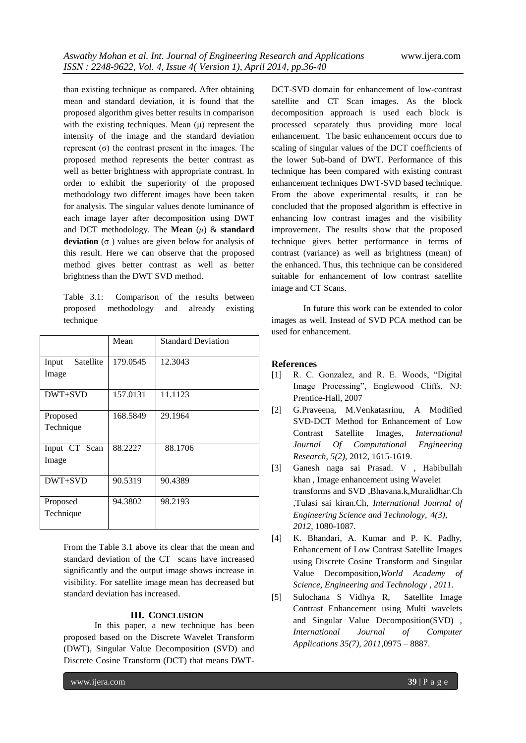than existing technique as compared. After obtaining mean and standard deviation, it is found that the proposed algorithm gives better results in comparison with the existing techniques. Mean (μ) represent the intensity of the image and the standard deviation represent (σ) the contrast present in the images. The proposed method represents the better contrast as well as better brightness with appropriate contrast. In order to exhibit the superiority of the proposed methodology two different images have been taken for analysis. The singular values denote luminance of each image layer after decomposition using DWT and DCT methodology. The **Mean** ($\mu$) & **standard deviation** ($\sigma$) values are given below for analysis of this result. Here we can observe that the proposed method gives better contrast as well as better brightness than the DWT SVD method.

Table 3.1: Comparison of the results between proposed methodology and already existing technique

| | Mean | Standard Deviation |
|---|---|---|
| Input Satellite Image | 179.0545 | 12.3043 |
| DWT+SVD | 157.0131 | 11.1123 |
| Proposed Technique | 168.5849 | 29.1964 |
| Input CT Scan Image | 88.2227 | 88.1706 |
| DWT+SVD | 90.5319 | 90.4389 |
| Proposed Technique | 94.3802 | 98.2193 |

From the Table 3.1 above its clear that the mean and standard deviation of the CT scans have increased significantly and the output image shows increase in visibility. For satellite image mean has decreased but standard deviation has increased.

## III. CONCLUSION

In this paper, a new technique has been proposed based on the Discrete Wavelet Transform (DWT), Singular Value Decomposition (SVD) and Discrete Cosine Transform (DCT) that means DWT-DCT-SVD domain for enhancement of low-contrast satellite and CT Scan images. As the block decomposition approach is used each block is processed separately thus providing more local enhancement. The basic enhancement occurs due to scaling of singular values of the DCT coefficients of the lower Sub-band of DWT. Performance of this technique has been compared with existing contrast enhancement techniques DWT-SVD based technique. From the above experimental results, it can be concluded that the proposed algorithm is effective in enhancing low contrast images and the visibility improvement. The results show that the proposed technique gives better performance in terms of contrast (variance) as well as brightness (mean) of the enhanced. Thus, this technique can be considered suitable for enhancement of low contrast satellite image and CT Scans.

In future this work can be extended to color images as well. Instead of SVD PCA method can be used for enhancement.

## References

[1] R. C. Gonzalez, and R. E. Woods, "Digital Image Processing", Englewood Cliffs, NJ: Prentice-Hall, 2007

[2] G.Praveena, M.Venkatasrinu, A Modified SVD-DCT Method for Enhancement of Low Contrast Satellite Images, *International Journal Of Computational Engineering Research, 5(2)*, 2012, 1615-1619.

[3] Ganesh naga sai Prasad. V , Habibullah khan , Image enhancement using Wavelet transforms and SVD ,Bhavana.k,Muralidhar.Ch ,Tulasi sai kiran.Ch, *International Journal of Engineering Science and Technology, 4(3), 2012*, 1080-1087.

[4] K. Bhandari, A. Kumar and P. K. Padhy, Enhancement of Low Contrast Satellite Images using Discrete Cosine Transform and Singular Value Decomposition,*World Academy of Science, Engineering and Technology , 2011*.

[5] Sulochana S Vidhya R, Satellite Image Contrast Enhancement using Multi wavelets and Singular Value Decomposition(SVD) , *International Journal of Computer Applications 35(7), 2011*,0975 – 8887.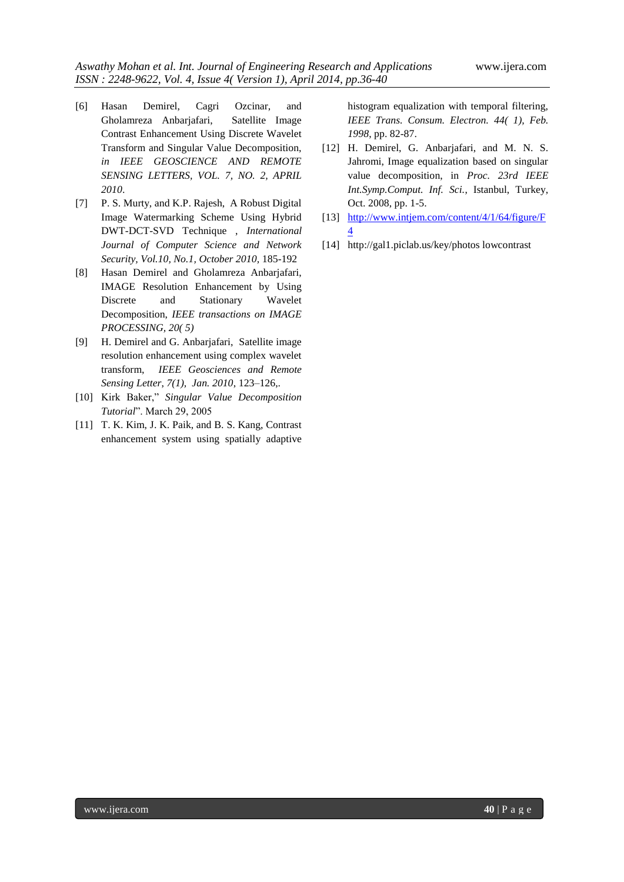[6] Hasan Demirel, Cagri Ozcinar, and Gholamreza Anbarjafari, Satellite Image Contrast Enhancement Using Discrete Wavelet Transform and Singular Value Decomposition, *in IEEE GEOSCIENCE AND REMOTE SENSING LETTERS, VOL. 7, NO. 2, APRIL 2010*.

[7] P. S. Murty, and K.P. Rajesh, A Robust Digital Image Watermarking Scheme Using Hybrid DWT-DCT-SVD Technique , *International Journal of Computer Science and Network Security, Vol.10, No.1, October 2010*, 185-192

[8] Hasan Demirel and Gholamreza Anbarjafari, IMAGE Resolution Enhancement by Using Discrete and Stationary Wavelet Decomposition, *IEEE transactions on IMAGE PROCESSING, 20( 5)*

[9] H. Demirel and G. Anbarjafari, Satellite image resolution enhancement using complex wavelet transform, *IEEE Geosciences and Remote Sensing Letter, 7(1), Jan. 2010*, 123–126,.

[10] Kirk Baker," *Singular Value Decomposition Tutorial*". March 29, 2005

[11] T. K. Kim, J. K. Paik, and B. S. Kang, Contrast enhancement system using spatially adaptive histogram equalization with temporal filtering, *IEEE Trans. Consum. Electron. 44( 1), Feb. 1998*, pp. 82-87.

[12] H. Demirel, G. Anbarjafari, and M. N. S. Jahromi, Image equalization based on singular value decomposition, in *Proc. 23rd IEEE Int.Symp.Comput. Inf. Sci.*, Istanbul, Turkey, Oct. 2008, pp. 1-5.

[13] http://www.intjem.com/content/4/1/64/figure/F4

[14] http://gal1.piclab.us/key/photos lowcontrast